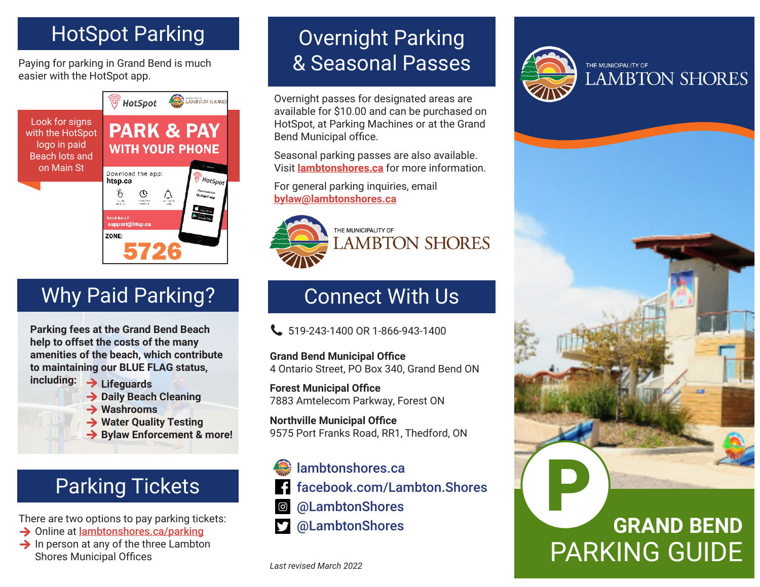## HotSpot Parking

Paying for parking in Grand Bend is much easier with the HotSpot app.

Look for signs with the HotSpot logo in paid Beach lots and on Main St

HotSpot

**PARK & PAY**
**WITH YOUR PHONE**

Download the app:
htsp.ca

Need help?
support@htsp.ca

ZONE:
**5726**

## Why Paid Parking?

**Parking fees at the Grand Bend Beach help to offset the costs of the many amenities of the beach, which contribute to maintaining our BLUE FLAG status, including:**

- **Lifeguards**
- **Daily Beach Cleaning**
- **Washrooms**
- **Water Quality Testing**
- **Bylaw Enforcement & more!**

## Parking Tickets

There are two options to pay parking tickets:

- Online at lambtonshores.ca/parking
- In person at any of the three Lambton Shores Municipal Offices

## Overnight Parking & Seasonal Passes

Overnight passes for designated areas are available for $10.00 and can be purchased on HotSpot, at Parking Machines or at the Grand Bend Municipal office.

Seasonal parking passes are also available. Visit **lambtonshores.ca** for more information.

For general parking inquiries, email **bylaw@lambtonshores.ca**

THE MUNICIPALITY OF LAMBTON SHORES

## Connect With Us

519-243-1400 OR 1-866-943-1400

**Grand Bend Municipal Office**
4 Ontario Street, PO Box 340, Grand Bend ON

**Forest Municipal Office**
7883 Amtelecom Parkway, Forest ON

**Northville Municipal Office**
9575 Port Franks Road, RR1, Thedford, ON

lambtonshores.ca
facebook.com/Lambton.Shores
@LambtonShores
@LambtonShores

*Last revised March 2022*

THE MUNICIPALITY OF LAMBTON SHORES

P

# GRAND BEND PARKING GUIDE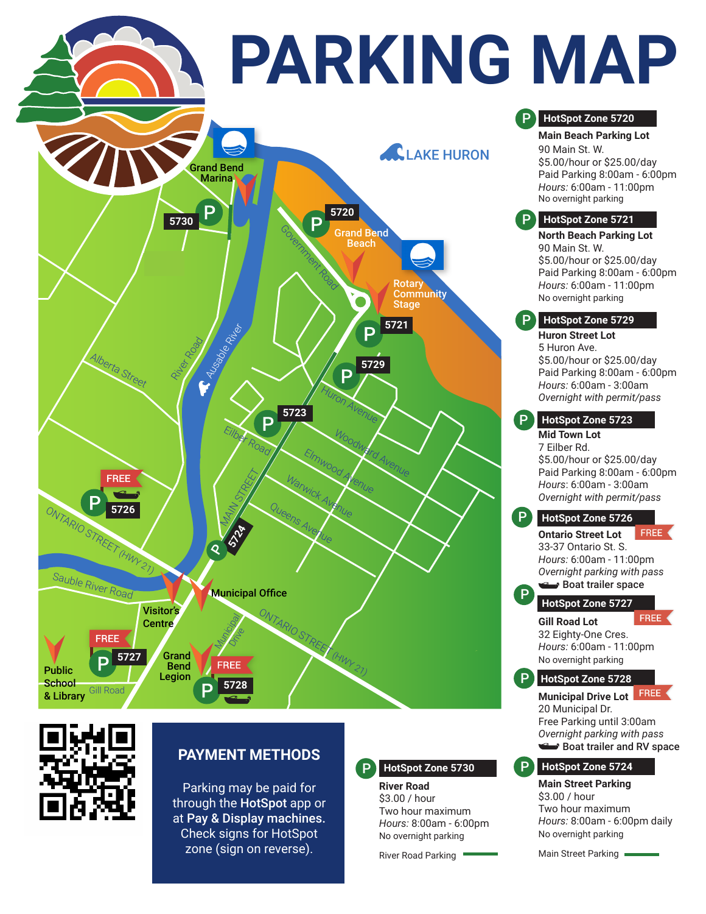# PARKING MAP

## HotSpot Zone 5720

**Main Beach Parking Lot**
90 Main St. W.
$5.00/hour or $25.00/day
Paid Parking 8:00am - 6:00pm
*Hours:* 6:00am - 11:00pm
No overnight parking

## HotSpot Zone 5721

**North Beach Parking Lot**
90 Main St. W.
$5.00/hour or $25.00/day
Paid Parking 8:00am - 6:00pm
*Hours:* 6:00am - 11:00pm
No overnight parking

## HotSpot Zone 5729

**Huron Street Lot**
5 Huron Ave.
$5.00/hour or $25.00/day
Paid Parking 8:00am - 6:00pm
*Hours:* 6:00am - 3:00am
*Overnight with permit/pass*

## HotSpot Zone 5723

**Mid Town Lot**
7 Eilber Rd.
$5.00/hour or $25.00/day
Paid Parking 8:00am - 6:00pm
*Hours:* 6:00am - 3:00am
*Overnight with permit/pass*

## HotSpot Zone 5726

**Ontario Street Lot** FREE
33-37 Ontario St. S.
*Hours:* 6:00am - 11:00pm
*Overnight parking with pass*
Boat trailer space

## HotSpot Zone 5727

**Gill Road Lot** FREE
32 Eighty-One Cres.
*Hours:* 6:00am - 11:00pm
No overnight parking

## HotSpot Zone 5728

**Municipal Drive Lot** FREE
20 Municipal Dr.
Free Parking until 3:00am
*Overnight parking with pass*
Boat trailer and RV space

## HotSpot Zone 5730

**River Road**
$3.00 / hour
Two hour maximum
*Hours:* 8:00am - 6:00pm
No overnight parking

River Road Parking

## HotSpot Zone 5724

**Main Street Parking**
$3.00 / hour
Two hour maximum
*Hours:* 8:00am - 6:00pm daily
No overnight parking

Main Street Parking

## PAYMENT METHODS

Parking may be paid for through the **HotSpot** app or at **Pay & Display machines.** Check signs for HotSpot zone (sign on reverse).